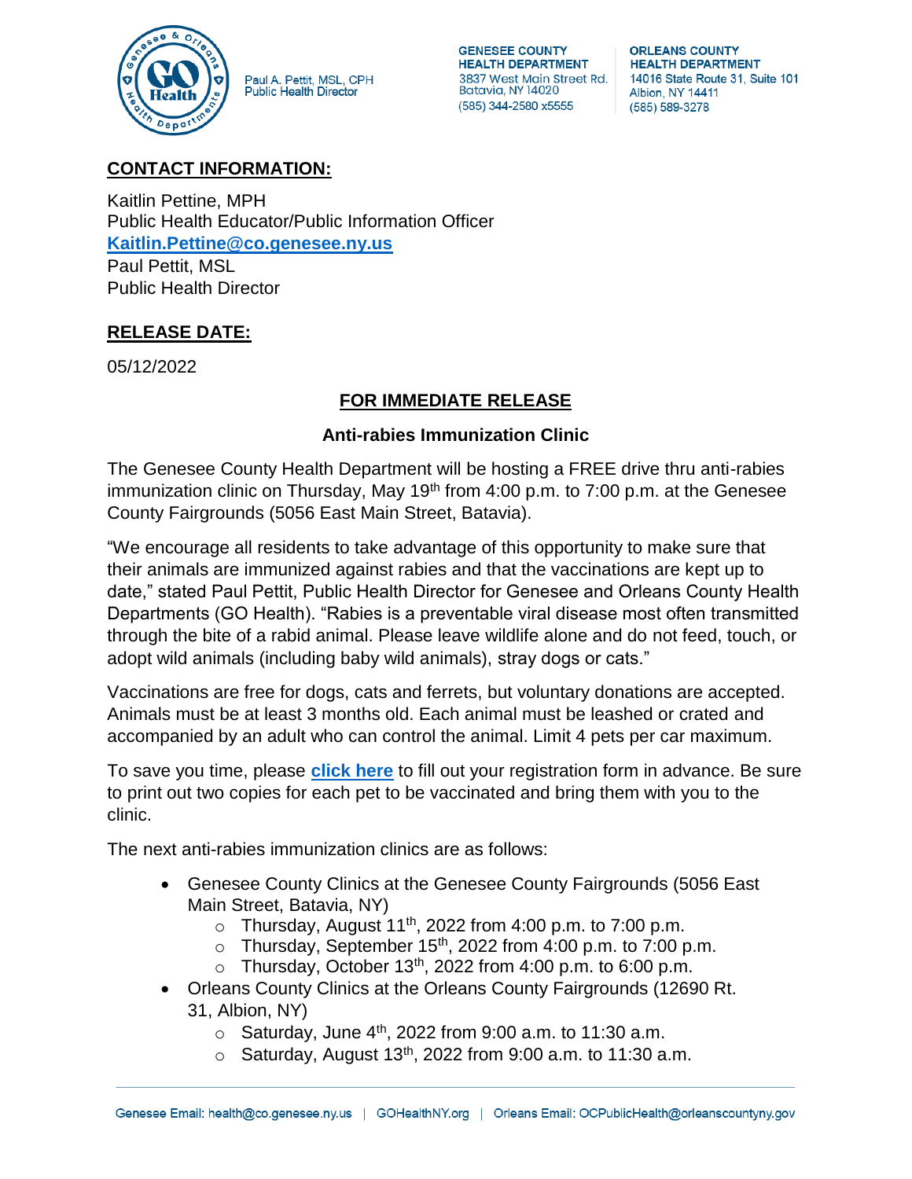Paul A. Pettit, MSL, CPH
Public Health Director

**GENESEE COUNTY HEALTH DEPARTMENT**
3837 West Main Street Rd.
Batavia, NY 14020
(585) 344-2580 x5555

**ORLEANS COUNTY HEALTH DEPARTMENT**
14016 State Route 31, Suite 101
Albion, NY 14411
(585) 589-3278

## CONTACT INFORMATION:

Kaitlin Pettine, MPH
Public Health Educator/Public Information Officer
**Kaitlin.Pettine@co.genesee.ny.us**
Paul Pettit, MSL
Public Health Director

## RELEASE DATE:

05/12/2022

## FOR IMMEDIATE RELEASE

### Anti-rabies Immunization Clinic

The Genesee County Health Department will be hosting a FREE drive thru anti-rabies immunization clinic on Thursday, May 19th from 4:00 p.m. to 7:00 p.m. at the Genesee County Fairgrounds (5056 East Main Street, Batavia).

"We encourage all residents to take advantage of this opportunity to make sure that their animals are immunized against rabies and that the vaccinations are kept up to date," stated Paul Pettit, Public Health Director for Genesee and Orleans County Health Departments (GO Health). "Rabies is a preventable viral disease most often transmitted through the bite of a rabid animal. Please leave wildlife alone and do not feed, touch, or adopt wild animals (including baby wild animals), stray dogs or cats."

Vaccinations are free for dogs, cats and ferrets, but voluntary donations are accepted. Animals must be at least 3 months old. Each animal must be leashed or crated and accompanied by an adult who can control the animal. Limit 4 pets per car maximum.

To save you time, please **click here** to fill out your registration form in advance. Be sure to print out two copies for each pet to be vaccinated and bring them with you to the clinic.

The next anti-rabies immunization clinics are as follows:

- Genesee County Clinics at the Genesee County Fairgrounds (5056 East Main Street, Batavia, NY)
  - Thursday, August 11th, 2022 from 4:00 p.m. to 7:00 p.m.
  - Thursday, September 15th, 2022 from 4:00 p.m. to 7:00 p.m.
  - Thursday, October 13th, 2022 from 4:00 p.m. to 6:00 p.m.
- Orleans County Clinics at the Orleans County Fairgrounds (12690 Rt. 31, Albion, NY)
  - Saturday, June 4th, 2022 from 9:00 a.m. to 11:30 a.m.
  - Saturday, August 13th, 2022 from 9:00 a.m. to 11:30 a.m.

Genesee Email: health@co.genesee.ny.us | GOHealthNY.org | Orleans Email: OCPublicHealth@orleanscountyny.gov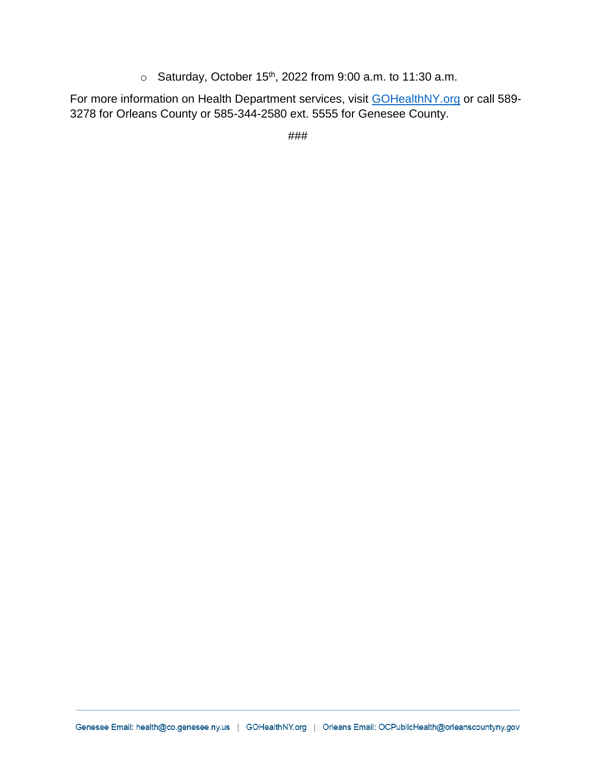- Saturday, October 15th, 2022 from 9:00 a.m. to 11:30 a.m.

For more information on Health Department services, visit [GOHealthNY.org](GOHealthNY.org) or call 589-3278 for Orleans County or 585-344-2580 ext. 5555 for Genesee County.

###

Genesee Email: health@co.genesee.ny.us | GOHealthNY.org | Orleans Email: OCPublicHealth@orleanscountyny.gov